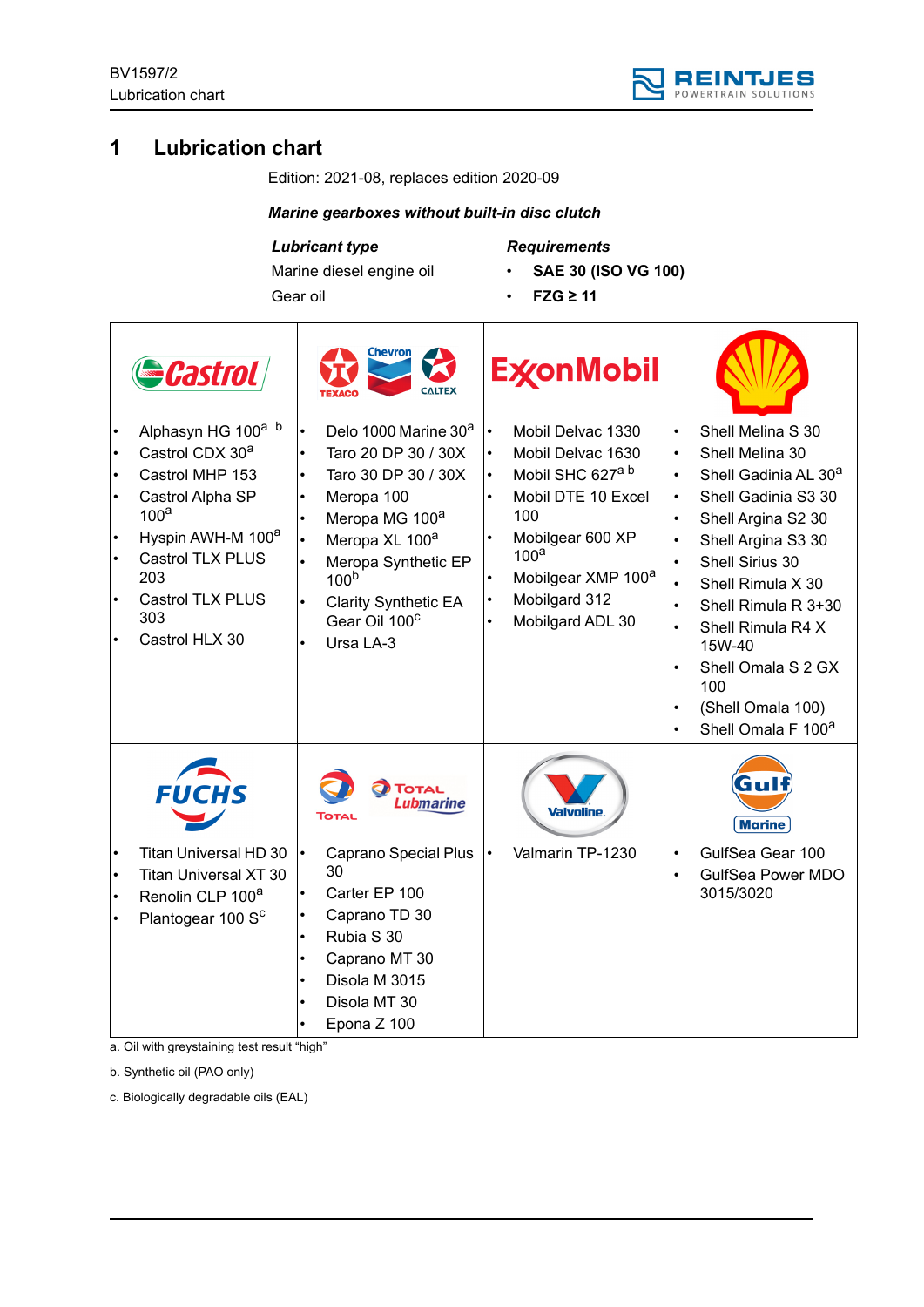# 1 Lubrication chart

Edition: 2021-08, replaces edition 2020-09

***Marine gearboxes without built-in disc clutch***

| *Lubricant type* | *Requirements* |
|---|---|
| Marine diesel engine oil | • **SAE 30 (ISO VG 100)** |
| Gear oil | • **FZG ≥ 11** |

| Castrol | Texaco / Chevron / Caltex | ExxonMobil | Shell |
|---|---|---|---|
| • Alphasyn HG 100[a] [b]<br>• Castrol CDX 30[a]<br>• Castrol MHP 153<br>• Castrol Alpha SP 100[a]<br>• Hyspin AWH-M 100[a]<br>• Castrol TLX PLUS 203<br>• Castrol TLX PLUS 303<br>• Castrol HLX 30 | • Delo 1000 Marine 30[a]<br>• Taro 20 DP 30 / 30X<br>• Taro 30 DP 30 / 30X<br>• Meropa 100<br>• Meropa MG 100[a]<br>• Meropa XL 100[a]<br>• Meropa Synthetic EP 100[b]<br>• Clarity Synthetic EA Gear Oil 100[c]<br>• Ursa LA-3 | • Mobil Delvac 1330<br>• Mobil Delvac 1630<br>• Mobil SHC 627[a] [b]<br>• Mobil DTE 10 Excel 100<br>• Mobilgear 600 XP 100[a]<br>• Mobilgear XMP 100[a]<br>• Mobilgard 312<br>• Mobilgard ADL 30 | • Shell Melina S 30<br>• Shell Melina 30<br>• Shell Gadinia AL 30[a]<br>• Shell Gadinia S3 30<br>• Shell Argina S2 30<br>• Shell Argina S3 30<br>• Shell Sirius 30<br>• Shell Rimula X 30<br>• Shell Rimula R 3+30<br>• Shell Rimula R4 X 15W-40<br>• Shell Omala S 2 GX 100<br>• (Shell Omala 100)<br>• Shell Omala F 100[a] |
| **Fuchs** | **Total / Total Lubmarine** | **Valvoline** | **Gulf Marine** |
| • Titan Universal HD 30<br>• Titan Universal XT 30<br>• Renolin CLP 100[a]<br>• Plantogear 100 S[c] | • Caprano Special Plus 30<br>• Carter EP 100<br>• Caprano TD 30<br>• Rubia S 30<br>• Caprano MT 30<br>• Disola M 3015<br>• Disola MT 30<br>• Epona Z 100 | • Valmarin TP-1230 | • GulfSea Gear 100<br>• GulfSea Power MDO 3015/3020 |

a. Oil with greystaining test result "high"

b. Synthetic oil (PAO only)

c. Biologically degradable oils (EAL)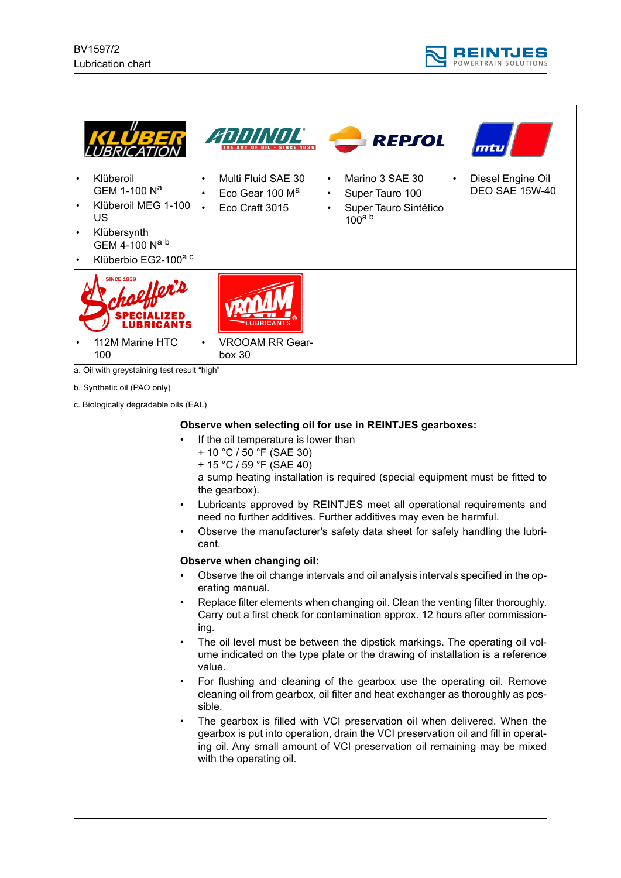| KLÜBER LUBRICATION | ADDINOL | REPSOL | mtu |
|---|---|---|---|
| • Klüberoil GEM 1-100 N[a]<br>• Klüberoil MEG 1-100 US<br>• Klübersynth GEM 4-100 N[a] [b]<br>• Klüberbio EG2-100[a] [c] | • Multi Fluid SAE 30<br>• Eco Gear 100 M[a]<br>• Eco Craft 3015 | • Marino 3 SAE 30<br>• Super Tauro 100<br>• Super Tauro Sintético 100[a] [b] | • Diesel Engine Oil DEO SAE 15W-40 |
| Schaeffer's Specialized Lubricants | VROOAM Lubricants | | |
| • 112M Marine HTC 100 | • VROOAM RR Gearbox 30 | | |

a. Oil with greystaining test result “high”

b. Synthetic oil (PAO only)

c. Biologically degradable oils (EAL)

**Observe when selecting oil for use in REINTJES gearboxes:**

- If the oil temperature is lower than
  + 10 °C / 50 °F (SAE 30)
  + 15 °C / 59 °F (SAE 40)
  a sump heating installation is required (special equipment must be fitted to the gearbox).
- Lubricants approved by REINTJES meet all operational requirements and need no further additives. Further additives may even be harmful.
- Observe the manufacturer's safety data sheet for safely handling the lubricant.

**Observe when changing oil:**

- Observe the oil change intervals and oil analysis intervals specified in the operating manual.
- Replace filter elements when changing oil. Clean the venting filter thoroughly. Carry out a first check for contamination approx. 12 hours after commissioning.
- The oil level must be between the dipstick markings. The operating oil volume indicated on the type plate or the drawing of installation is a reference value.
- For flushing and cleaning of the gearbox use the operating oil. Remove cleaning oil from gearbox, oil filter and heat exchanger as thoroughly as possible.
- The gearbox is filled with VCI preservation oil when delivered. When the gearbox is put into operation, drain the VCI preservation oil and fill in operating oil. Any small amount of VCI preservation oil remaining may be mixed with the operating oil.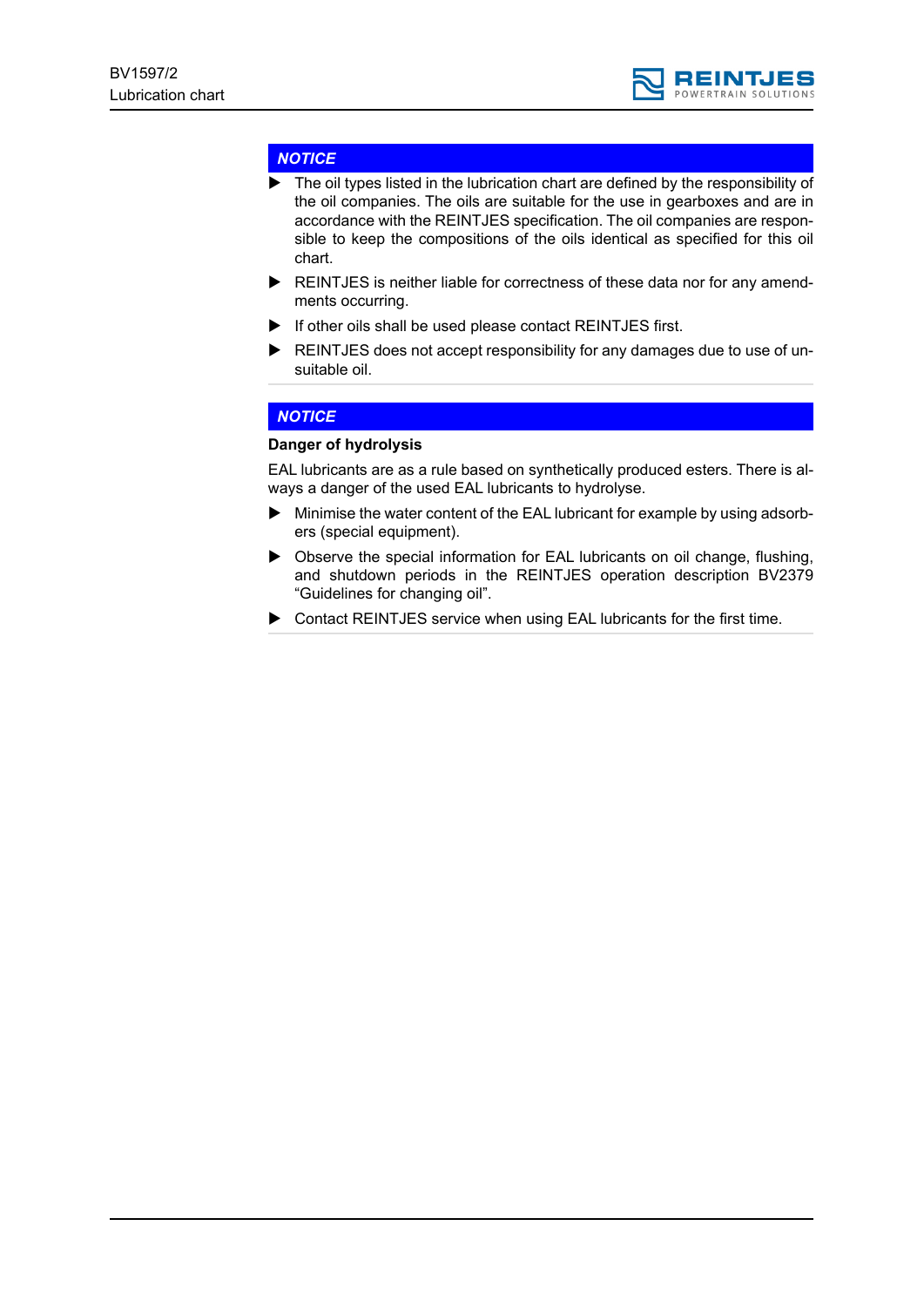**NOTICE**

- The oil types listed in the lubrication chart are defined by the responsibility of the oil companies. The oils are suitable for the use in gearboxes and are in accordance with the REINTJES specification. The oil companies are responsible to keep the compositions of the oils identical as specified for this oil chart.
- REINTJES is neither liable for correctness of these data nor for any amendments occurring.
- If other oils shall be used please contact REINTJES first.
- REINTJES does not accept responsibility for any damages due to use of unsuitable oil.

**NOTICE**

**Danger of hydrolysis**

EAL lubricants are as a rule based on synthetically produced esters. There is always a danger of the used EAL lubricants to hydrolyse.

- Minimise the water content of the EAL lubricant for example by using adsorbers (special equipment).
- Observe the special information for EAL lubricants on oil change, flushing, and shutdown periods in the REINTJES operation description BV2379 “Guidelines for changing oil”.
- Contact REINTJES service when using EAL lubricants for the first time.